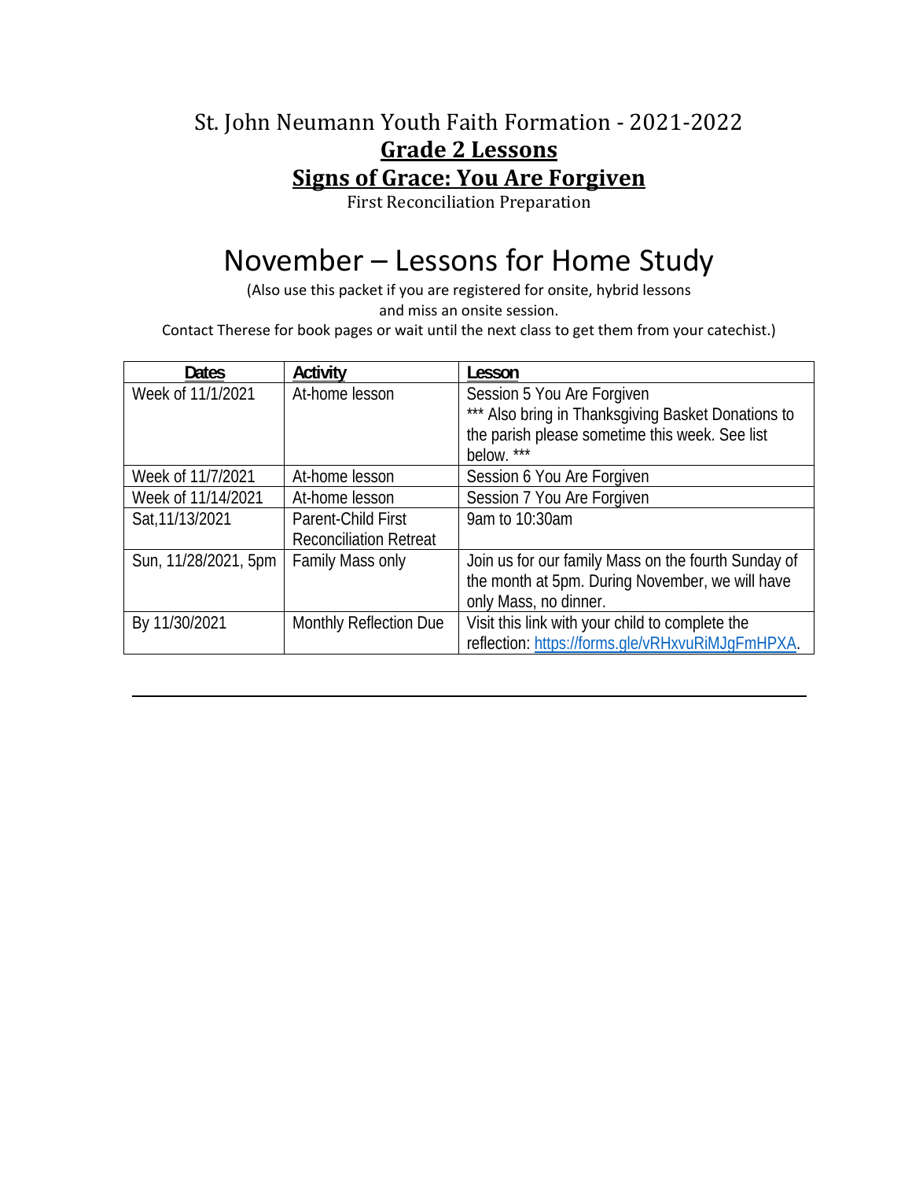# St. John Neumann Youth Faith Formation - 2021-2022

## Grade 2 Lessons

## Signs of Grace: You Are Forgiven

First Reconciliation Preparation

# November – Lessons for Home Study

(Also use this packet if you are registered for onsite, hybrid lessons
and miss an onsite session.
Contact Therese for book pages or wait until the next class to get them from your catechist.)

| Dates | Activity | Lesson |
|---|---|---|
| Week of 11/1/2021 | At-home lesson | Session 5 You Are Forgiven<br>*** Also bring in Thanksgiving Basket Donations to the parish please sometime this week. See list below. *** |
| Week of 11/7/2021 | At-home lesson | Session 6 You Are Forgiven |
| Week of 11/14/2021 | At-home lesson | Session 7 You Are Forgiven |
| Sat,11/13/2021 | Parent-Child First Reconciliation Retreat | 9am to 10:30am |
| Sun, 11/28/2021, 5pm | Family Mass only | Join us for our family Mass on the fourth Sunday of the month at 5pm. During November, we will have only Mass, no dinner. |
| By 11/30/2021 | Monthly Reflection Due | Visit this link with your child to complete the reflection: https://forms.gle/vRHxvuRiMJgFmHPXA. |

---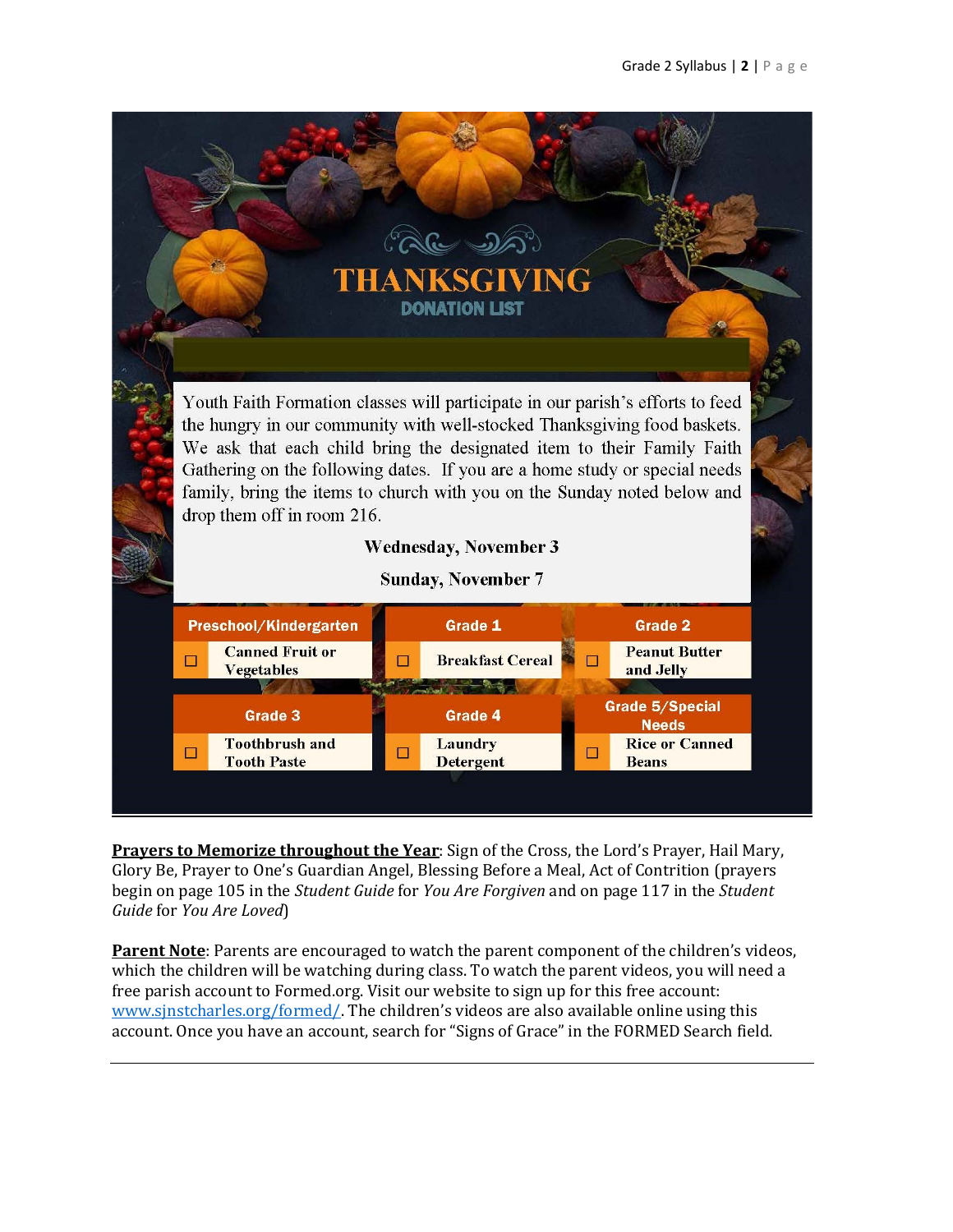# THANKSGIVING

## DONATION LIST

Youth Faith Formation classes will participate in our parish's efforts to feed the hungry in our community with well-stocked Thanksgiving food baskets. We ask that each child bring the designated item to their Family Faith Gathering on the following dates. If you are a home study or special needs family, bring the items to church with you on the Sunday noted below and drop them off in room 216.

**Wednesday, November 3**

**Sunday, November 7**

| Preschool/Kindergarten | Grade 1 | Grade 2 |
|---|---|---|
| ☐ Canned Fruit or Vegetables | ☐ Breakfast Cereal | ☐ Peanut Butter and Jelly |

| Grade 3 | Grade 4 | Grade 5/Special Needs |
|---|---|---|
| ☐ Toothbrush and Tooth Paste | ☐ Laundry Detergent | ☐ Rice or Canned Beans |

---

**Prayers to Memorize throughout the Year**: Sign of the Cross, the Lord's Prayer, Hail Mary, Glory Be, Prayer to One's Guardian Angel, Blessing Before a Meal, Act of Contrition (prayers begin on page 105 in the *Student Guide* for *You Are Forgiven* and on page 117 in the *Student Guide* for *You Are Loved*)

**Parent Note**: Parents are encouraged to watch the parent component of the children's videos, which the children will be watching during class. To watch the parent videos, you will need a free parish account to Formed.org. Visit our website to sign up for this free account: www.sjnstcharles.org/formed/. The children's videos are also available online using this account. Once you have an account, search for "Signs of Grace" in the FORMED Search field.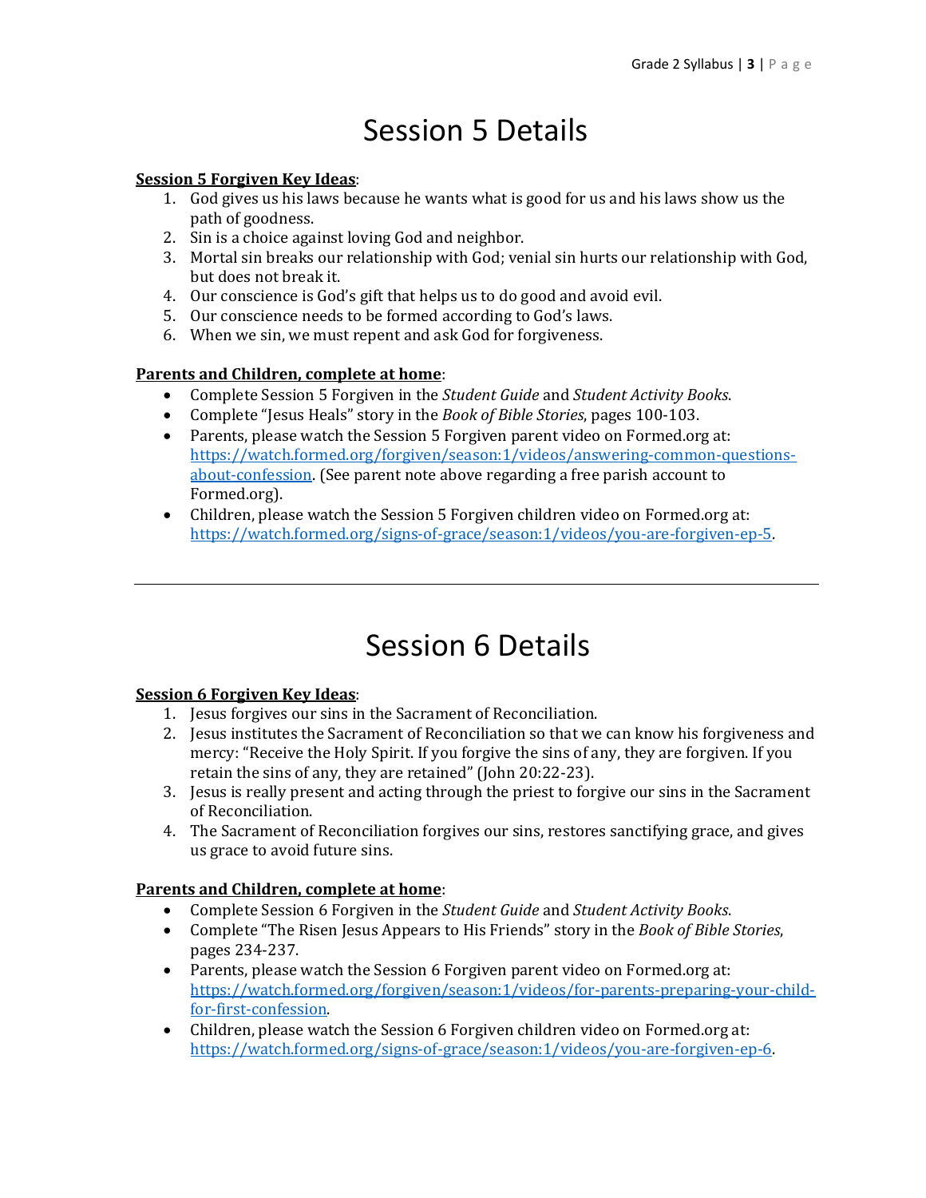# Session 5 Details

**Session 5 Forgiven Key Ideas**:

1. God gives us his laws because he wants what is good for us and his laws show us the path of goodness.
2. Sin is a choice against loving God and neighbor.
3. Mortal sin breaks our relationship with God; venial sin hurts our relationship with God, but does not break it.
4. Our conscience is God's gift that helps us to do good and avoid evil.
5. Our conscience needs to be formed according to God's laws.
6. When we sin, we must repent and ask God for forgiveness.

**Parents and Children, complete at home**:

- Complete Session 5 Forgiven in the *Student Guide* and *Student Activity Books*.
- Complete "Jesus Heals" story in the *Book of Bible Stories*, pages 100-103.
- Parents, please watch the Session 5 Forgiven parent video on Formed.org at: https://watch.formed.org/forgiven/season:1/videos/answering-common-questions-about-confession. (See parent note above regarding a free parish account to Formed.org).
- Children, please watch the Session 5 Forgiven children video on Formed.org at: https://watch.formed.org/signs-of-grace/season:1/videos/you-are-forgiven-ep-5.

---

# Session 6 Details

**Session 6 Forgiven Key Ideas**:

1. Jesus forgives our sins in the Sacrament of Reconciliation.
2. Jesus institutes the Sacrament of Reconciliation so that we can know his forgiveness and mercy: "Receive the Holy Spirit. If you forgive the sins of any, they are forgiven. If you retain the sins of any, they are retained" (John 20:22-23).
3. Jesus is really present and acting through the priest to forgive our sins in the Sacrament of Reconciliation.
4. The Sacrament of Reconciliation forgives our sins, restores sanctifying grace, and gives us grace to avoid future sins.

**Parents and Children, complete at home**:

- Complete Session 6 Forgiven in the *Student Guide* and *Student Activity Books*.
- Complete "The Risen Jesus Appears to His Friends" story in the *Book of Bible Stories*, pages 234-237.
- Parents, please watch the Session 6 Forgiven parent video on Formed.org at: https://watch.formed.org/forgiven/season:1/videos/for-parents-preparing-your-child-for-first-confession.
- Children, please watch the Session 6 Forgiven children video on Formed.org at: https://watch.formed.org/signs-of-grace/season:1/videos/you-are-forgiven-ep-6.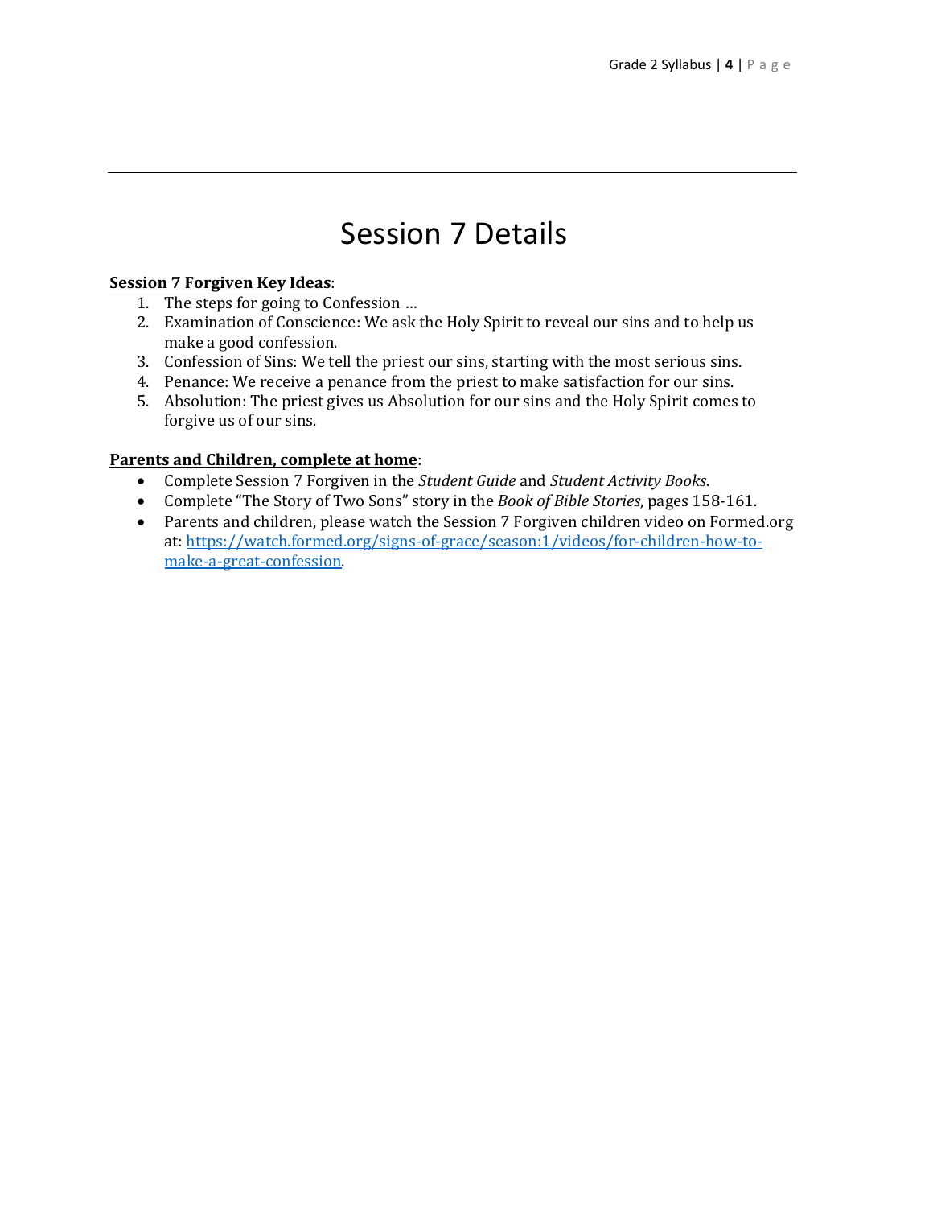# Session 7 Details

**<u>Session 7 Forgiven Key Ideas</u>**:

1. The steps for going to Confession …
2. Examination of Conscience: We ask the Holy Spirit to reveal our sins and to help us make a good confession.
3. Confession of Sins: We tell the priest our sins, starting with the most serious sins.
4. Penance: We receive a penance from the priest to make satisfaction for our sins.
5. Absolution: The priest gives us Absolution for our sins and the Holy Spirit comes to forgive us of our sins.

**<u>Parents and Children, complete at home</u>**:

- Complete Session 7 Forgiven in the *Student Guide* and *Student Activity Books*.
- Complete "The Story of Two Sons" story in the *Book of Bible Stories*, pages 158-161.
- Parents and children, please watch the Session 7 Forgiven children video on Formed.org at: [https://watch.formed.org/signs-of-grace/season:1/videos/for-children-how-to-make-a-great-confession](https://watch.formed.org/signs-of-grace/season:1/videos/for-children-how-to-make-a-great-confession).